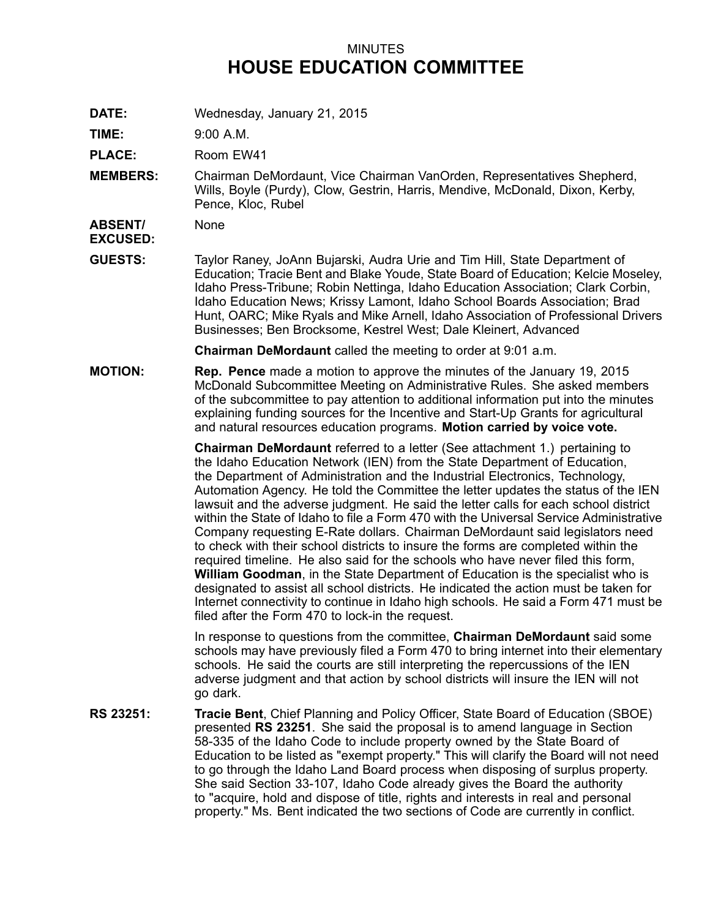MINUTES

# HOUSE EDUCATION COMMITTEE

**DATE:** Wednesday, January 21, 2015

**TIME:** 9:00 A.M.

**PLACE:** Room EW41

**MEMBERS:** Chairman DeMordaunt, Vice Chairman VanOrden, Representatives Shepherd, Wills, Boyle (Purdy), Clow, Gestrin, Harris, Mendive, McDonald, Dixon, Kerby, Pence, Kloc, Rubel

**ABSENT/ EXCUSED:** None

**GUESTS:** Taylor Raney, JoAnn Bujarski, Audra Urie and Tim Hill, State Department of Education; Tracie Bent and Blake Youde, State Board of Education; Kelcie Moseley, Idaho Press-Tribune; Robin Nettinga, Idaho Education Association; Clark Corbin, Idaho Education News; Krissy Lamont, Idaho School Boards Association; Brad Hunt, OARC; Mike Ryals and Mike Arnell, Idaho Association of Professional Drivers Businesses; Ben Brocksome, Kestrel West; Dale Kleinert, Advanced

**Chairman DeMordaunt** called the meeting to order at 9:01 a.m.

**MOTION:** **Rep. Pence** made a motion to approve the minutes of the January 19, 2015 McDonald Subcommittee Meeting on Administrative Rules. She asked members of the subcommittee to pay attention to additional information put into the minutes explaining funding sources for the Incentive and Start-Up Grants for agricultural and natural resources education programs. **Motion carried by voice vote.**

**Chairman DeMordaunt** referred to a letter (See attachment 1.) pertaining to the Idaho Education Network (IEN) from the State Department of Education, the Department of Administration and the Industrial Electronics, Technology, Automation Agency. He told the Committee the letter updates the status of the IEN lawsuit and the adverse judgment. He said the letter calls for each school district within the State of Idaho to file a Form 470 with the Universal Service Administrative Company requesting E-Rate dollars. Chairman DeMordaunt said legislators need to check with their school districts to insure the forms are completed within the required timeline. He also said for the schools who have never filed this form, **William Goodman**, in the State Department of Education is the specialist who is designated to assist all school districts. He indicated the action must be taken for Internet connectivity to continue in Idaho high schools. He said a Form 471 must be filed after the Form 470 to lock-in the request.

In response to questions from the committee, **Chairman DeMordaunt** said some schools may have previously filed a Form 470 to bring internet into their elementary schools. He said the courts are still interpreting the repercussions of the IEN adverse judgment and that action by school districts will insure the IEN will not go dark.

**RS 23251:** **Tracie Bent**, Chief Planning and Policy Officer, State Board of Education (SBOE) presented **RS 23251**. She said the proposal is to amend language in Section 58-335 of the Idaho Code to include property owned by the State Board of Education to be listed as "exempt property." This will clarify the Board will not need to go through the Idaho Land Board process when disposing of surplus property. She said Section 33-107, Idaho Code already gives the Board the authority to "acquire, hold and dispose of title, rights and interests in real and personal property." Ms. Bent indicated the two sections of Code are currently in conflict.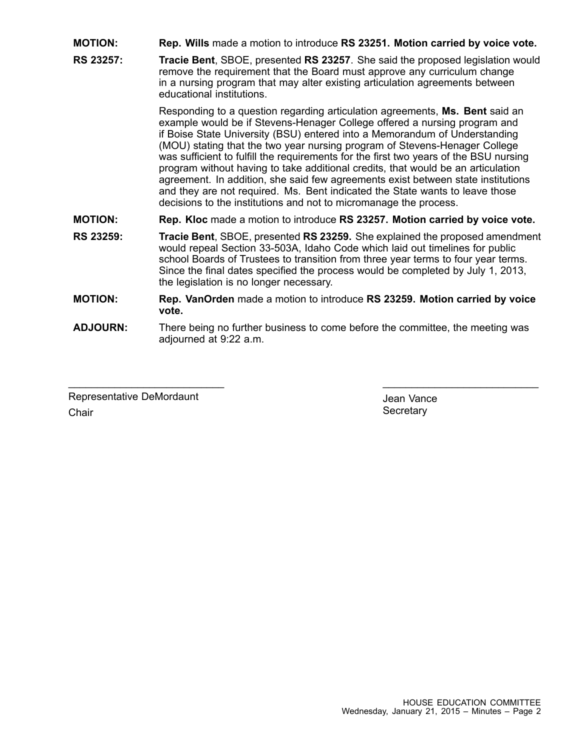**MOTION:** **Rep. Wills** made a motion to introduce **RS 23251. Motion carried by voice vote.**

**RS 23257:** **Tracie Bent**, SBOE, presented **RS 23257**. She said the proposed legislation would remove the requirement that the Board must approve any curriculum change in a nursing program that may alter existing articulation agreements between educational institutions.

Responding to a question regarding articulation agreements, **Ms. Bent** said an example would be if Stevens-Henager College offered a nursing program and if Boise State University (BSU) entered into a Memorandum of Understanding (MOU) stating that the two year nursing program of Stevens-Henager College was sufficient to fulfill the requirements for the first two years of the BSU nursing program without having to take additional credits, that would be an articulation agreement. In addition, she said few agreements exist between state institutions and they are not required. Ms. Bent indicated the State wants to leave those decisions to the institutions and not to micromanage the process.

**MOTION:** **Rep. Kloc** made a motion to introduce **RS 23257. Motion carried by voice vote.**

**RS 23259:** **Tracie Bent**, SBOE, presented **RS 23259.** She explained the proposed amendment would repeal Section 33-503A, Idaho Code which laid out timelines for public school Boards of Trustees to transition from three year terms to four year terms. Since the final dates specified the process would be completed by July 1, 2013, the legislation is no longer necessary.

**MOTION:** **Rep. VanOrden** made a motion to introduce **RS 23259. Motion carried by voice vote.**

**ADJOURN:** There being no further business to come before the committee, the meeting was adjourned at 9:22 a.m.

___________________________
Representative DeMordaunt
Chair

___________________________
Jean Vance
Secretary